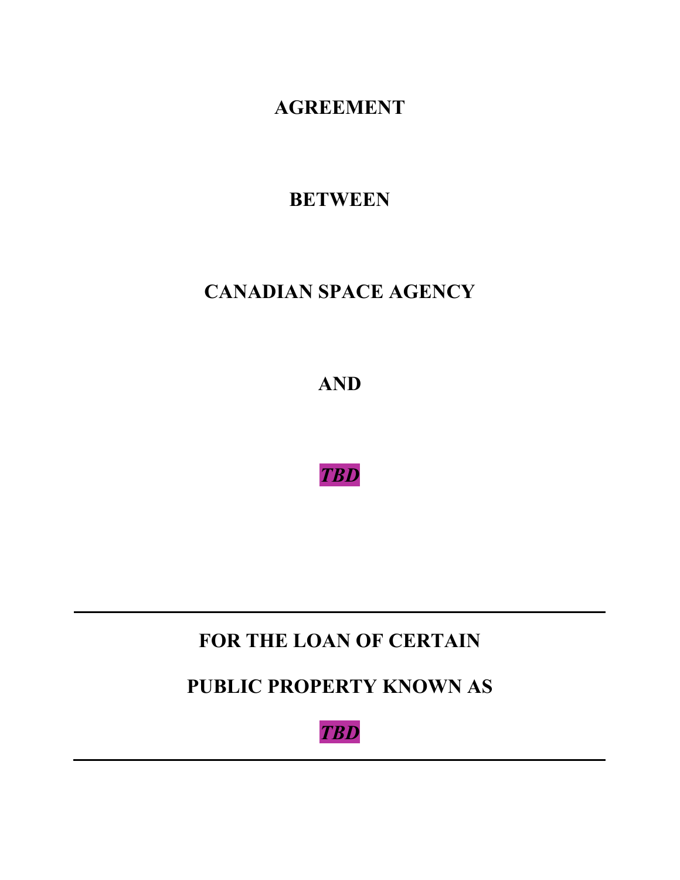# AGREEMENT

# BETWEEN

# CANADIAN SPACE AGENCY

# AND

# ***TBD***

---

## FOR THE LOAN OF CERTAIN

## PUBLIC PROPERTY KNOWN AS

## ***TBD***

---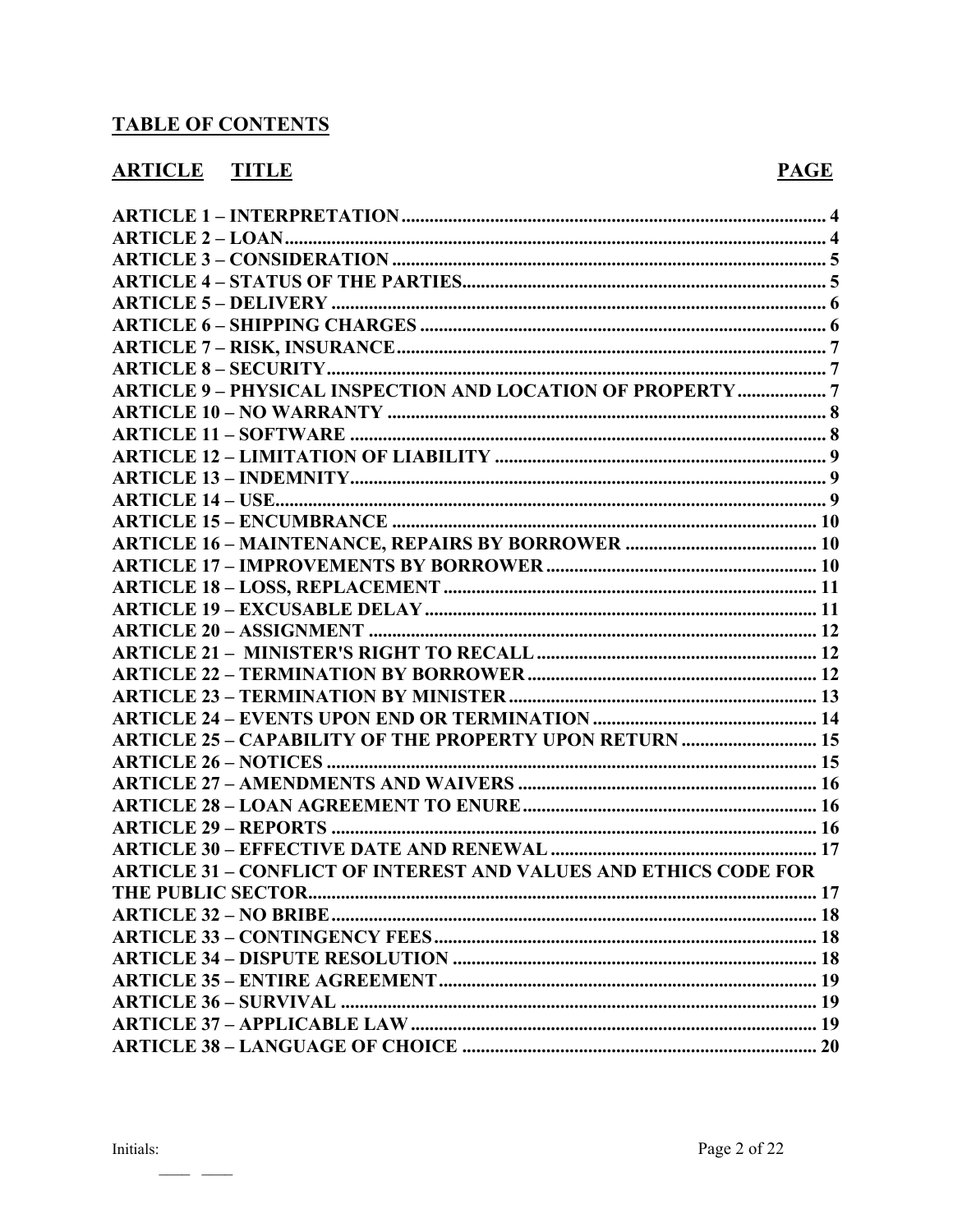## TABLE OF CONTENTS

| ARTICLE TITLE | PAGE |
|---|---|
| ARTICLE 1 – INTERPRETATION | 4 |
| ARTICLE 2 – LOAN | 4 |
| ARTICLE 3 – CONSIDERATION | 5 |
| ARTICLE 4 – STATUS OF THE PARTIES | 5 |
| ARTICLE 5 – DELIVERY | 6 |
| ARTICLE 6 – SHIPPING CHARGES | 6 |
| ARTICLE 7 – RISK, INSURANCE | 7 |
| ARTICLE 8 – SECURITY | 7 |
| ARTICLE 9 – PHYSICAL INSPECTION AND LOCATION OF PROPERTY | 7 |
| ARTICLE 10 – NO WARRANTY | 8 |
| ARTICLE 11 – SOFTWARE | 8 |
| ARTICLE 12 – LIMITATION OF LIABILITY | 9 |
| ARTICLE 13 – INDEMNITY | 9 |
| ARTICLE 14 – USE | 9 |
| ARTICLE 15 – ENCUMBRANCE | 10 |
| ARTICLE 16 – MAINTENANCE, REPAIRS BY BORROWER | 10 |
| ARTICLE 17 – IMPROVEMENTS BY BORROWER | 10 |
| ARTICLE 18 – LOSS, REPLACEMENT | 11 |
| ARTICLE 19 – EXCUSABLE DELAY | 11 |
| ARTICLE 20 – ASSIGNMENT | 12 |
| ARTICLE 21 – MINISTER'S RIGHT TO RECALL | 12 |
| ARTICLE 22 – TERMINATION BY BORROWER | 12 |
| ARTICLE 23 – TERMINATION BY MINISTER | 13 |
| ARTICLE 24 – EVENTS UPON END OR TERMINATION | 14 |
| ARTICLE 25 – CAPABILITY OF THE PROPERTY UPON RETURN | 15 |
| ARTICLE 26 – NOTICES | 15 |
| ARTICLE 27 – AMENDMENTS AND WAIVERS | 16 |
| ARTICLE 28 – LOAN AGREEMENT TO ENURE | 16 |
| ARTICLE 29 – REPORTS | 16 |
| ARTICLE 30 – EFFECTIVE DATE AND RENEWAL | 17 |
| ARTICLE 31 – CONFLICT OF INTEREST AND VALUES AND ETHICS CODE FOR THE PUBLIC SECTOR | 17 |
| ARTICLE 32 – NO BRIBE | 18 |
| ARTICLE 33 – CONTINGENCY FEES | 18 |
| ARTICLE 34 – DISPUTE RESOLUTION | 18 |
| ARTICLE 35 – ENTIRE AGREEMENT | 19 |
| ARTICLE 36 – SURVIVAL | 19 |
| ARTICLE 37 – APPLICABLE LAW | 19 |
| ARTICLE 38 – LANGUAGE OF CHOICE | 20 |

Initials: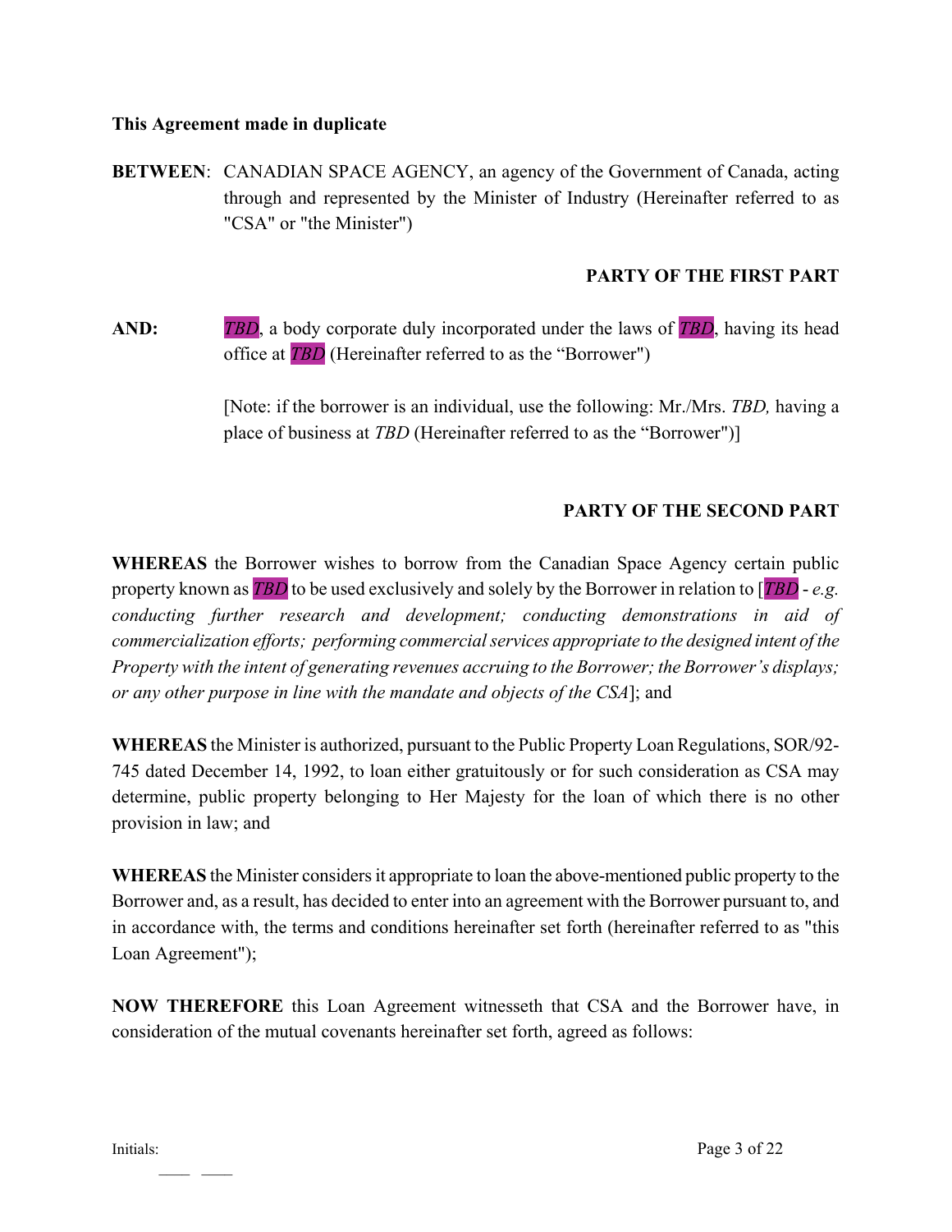**This Agreement made in duplicate**

**BETWEEN**: CANADIAN SPACE AGENCY, an agency of the Government of Canada, acting through and represented by the Minister of Industry (Hereinafter referred to as "CSA" or "the Minister")

**PARTY OF THE FIRST PART**

**AND:** *TBD*, a body corporate duly incorporated under the laws of *TBD*, having its head office at *TBD* (Hereinafter referred to as the "Borrower")

[Note: if the borrower is an individual, use the following: Mr./Mrs. *TBD,* having a place of business at *TBD* (Hereinafter referred to as the "Borrower")]

**PARTY OF THE SECOND PART**

**WHEREAS** the Borrower wishes to borrow from the Canadian Space Agency certain public property known as *TBD* to be used exclusively and solely by the Borrower in relation to [*TBD* - *e.g. conducting further research and development; conducting demonstrations in aid of commercialization efforts; performing commercial services appropriate to the designed intent of the Property with the intent of generating revenues accruing to the Borrower; the Borrower's displays; or any other purpose in line with the mandate and objects of the CSA*]; and

**WHEREAS** the Minister is authorized, pursuant to the Public Property Loan Regulations, SOR/92-745 dated December 14, 1992, to loan either gratuitously or for such consideration as CSA may determine, public property belonging to Her Majesty for the loan of which there is no other provision in law; and

**WHEREAS** the Minister considers it appropriate to loan the above-mentioned public property to the Borrower and, as a result, has decided to enter into an agreement with the Borrower pursuant to, and in accordance with, the terms and conditions hereinafter set forth (hereinafter referred to as "this Loan Agreement");

**NOW THEREFORE** this Loan Agreement witnesseth that CSA and the Borrower have, in consideration of the mutual covenants hereinafter set forth, agreed as follows:

Initials: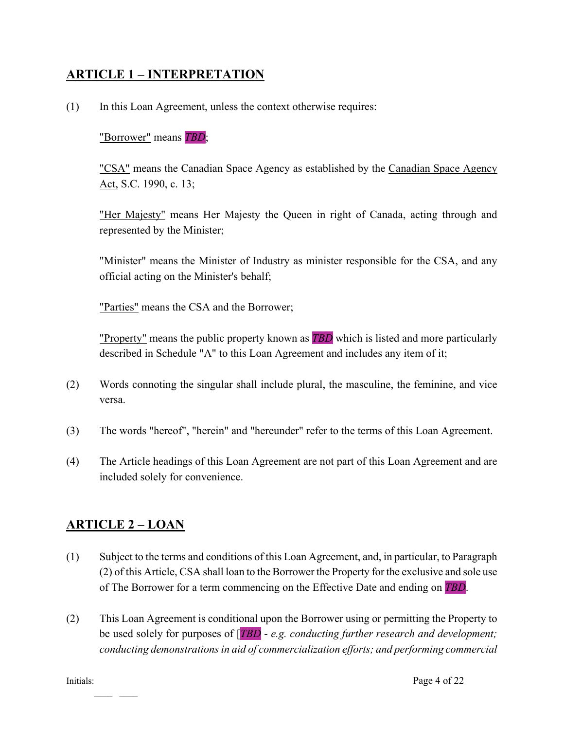## ARTICLE 1 – INTERPRETATION

(1) In this Loan Agreement, unless the context otherwise requires:

"Borrower" means *TBD*;

"CSA" means the Canadian Space Agency as established by the Canadian Space Agency Act, S.C. 1990, c. 13;

"Her Majesty" means Her Majesty the Queen in right of Canada, acting through and represented by the Minister;

"Minister" means the Minister of Industry as minister responsible for the CSA, and any official acting on the Minister's behalf;

"Parties" means the CSA and the Borrower;

"Property" means the public property known as *TBD* which is listed and more particularly described in Schedule "A" to this Loan Agreement and includes any item of it;

(2) Words connoting the singular shall include plural, the masculine, the feminine, and vice versa.

(3) The words "hereof", "herein" and "hereunder" refer to the terms of this Loan Agreement.

(4) The Article headings of this Loan Agreement are not part of this Loan Agreement and are included solely for convenience.

## ARTICLE 2 – LOAN

(1) Subject to the terms and conditions of this Loan Agreement, and, in particular, to Paragraph (2) of this Article, CSA shall loan to the Borrower the Property for the exclusive and sole use of The Borrower for a term commencing on the Effective Date and ending on *TBD*.

(2) This Loan Agreement is conditional upon the Borrower using or permitting the Property to be used solely for purposes of [*TBD* - *e.g. conducting further research and development; conducting demonstrations in aid of commercialization efforts; and performing commercial*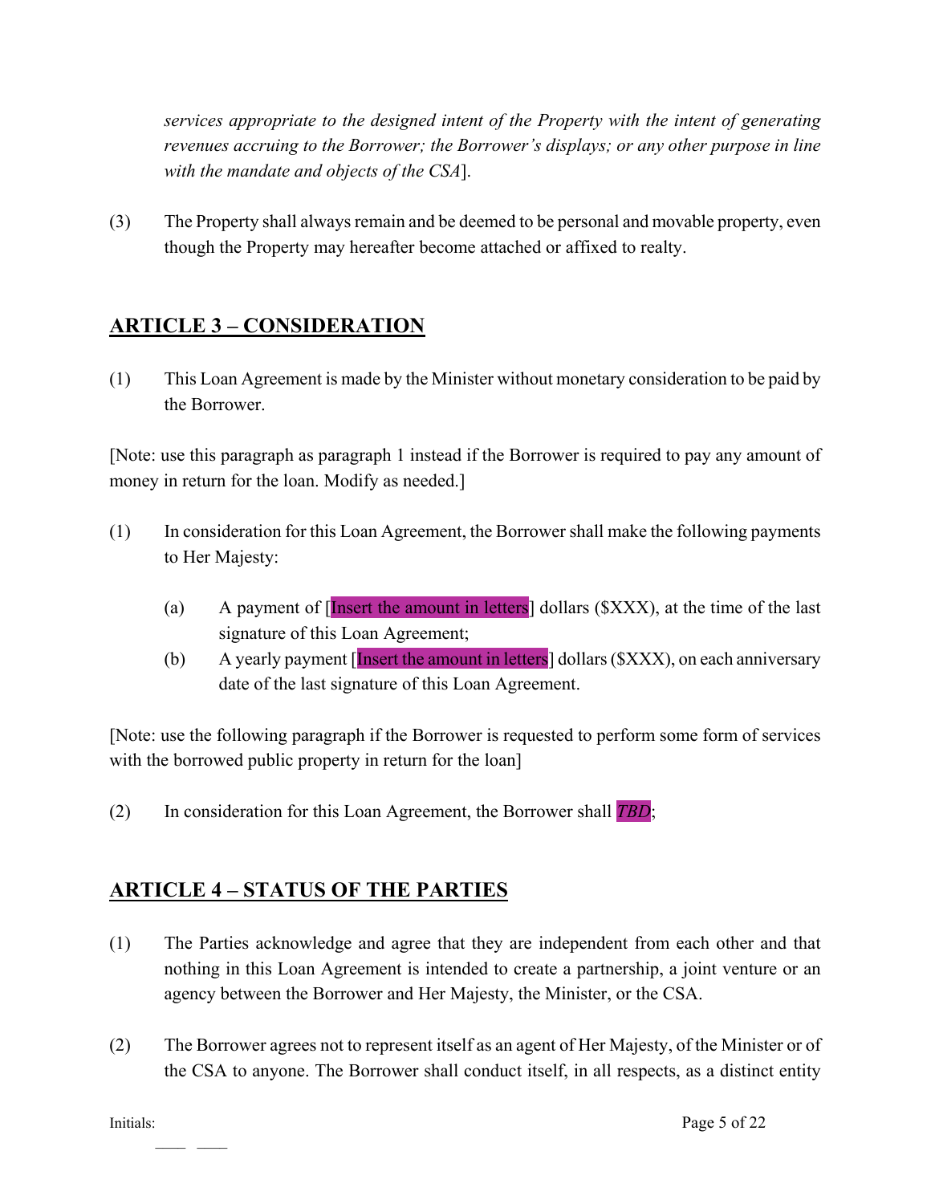*services appropriate to the designed intent of the Property with the intent of generating revenues accruing to the Borrower; the Borrower's displays; or any other purpose in line with the mandate and objects of the CSA*].

(3) The Property shall always remain and be deemed to be personal and movable property, even though the Property may hereafter become attached or affixed to realty.

## ARTICLE 3 – CONSIDERATION

(1) This Loan Agreement is made by the Minister without monetary consideration to be paid by the Borrower.

[Note: use this paragraph as paragraph 1 instead if the Borrower is required to pay any amount of money in return for the loan. Modify as needed.]

(1) In consideration for this Loan Agreement, the Borrower shall make the following payments to Her Majesty:

(a) A payment of [Insert the amount in letters] dollars ($XXX), at the time of the last signature of this Loan Agreement;

(b) A yearly payment [Insert the amount in letters] dollars ($XXX), on each anniversary date of the last signature of this Loan Agreement.

[Note: use the following paragraph if the Borrower is requested to perform some form of services with the borrowed public property in return for the loan]

(2) In consideration for this Loan Agreement, the Borrower shall *TBD*;

## ARTICLE 4 – STATUS OF THE PARTIES

(1) The Parties acknowledge and agree that they are independent from each other and that nothing in this Loan Agreement is intended to create a partnership, a joint venture or an agency between the Borrower and Her Majesty, the Minister, or the CSA.

(2) The Borrower agrees not to represent itself as an agent of Her Majesty, of the Minister or of the CSA to anyone. The Borrower shall conduct itself, in all respects, as a distinct entity

Initials: ____ ____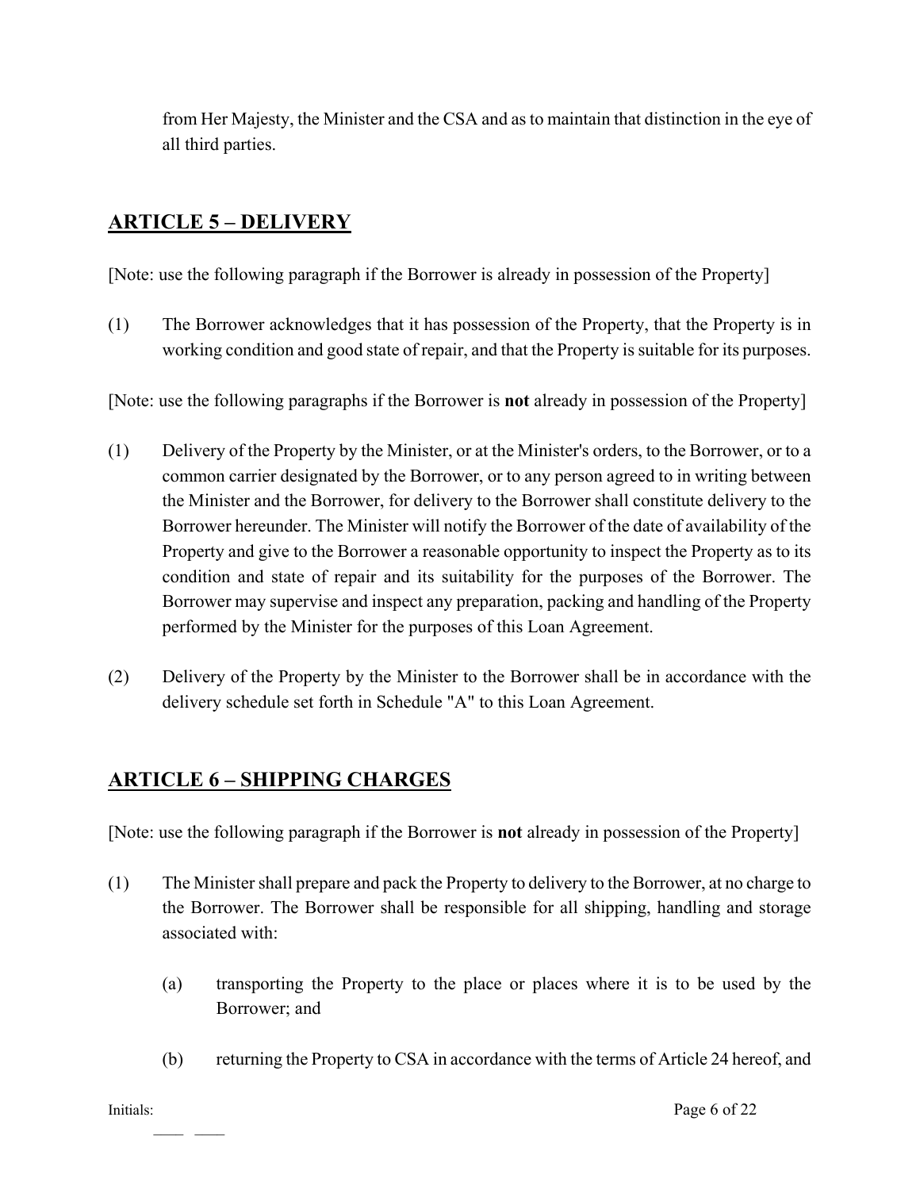from Her Majesty, the Minister and the CSA and as to maintain that distinction in the eye of all third parties.

## ARTICLE 5 – DELIVERY

[Note: use the following paragraph if the Borrower is already in possession of the Property]

(1) The Borrower acknowledges that it has possession of the Property, that the Property is in working condition and good state of repair, and that the Property is suitable for its purposes.

[Note: use the following paragraphs if the Borrower is **not** already in possession of the Property]

(1) Delivery of the Property by the Minister, or at the Minister's orders, to the Borrower, or to a common carrier designated by the Borrower, or to any person agreed to in writing between the Minister and the Borrower, for delivery to the Borrower shall constitute delivery to the Borrower hereunder. The Minister will notify the Borrower of the date of availability of the Property and give to the Borrower a reasonable opportunity to inspect the Property as to its condition and state of repair and its suitability for the purposes of the Borrower. The Borrower may supervise and inspect any preparation, packing and handling of the Property performed by the Minister for the purposes of this Loan Agreement.

(2) Delivery of the Property by the Minister to the Borrower shall be in accordance with the delivery schedule set forth in Schedule "A" to this Loan Agreement.

## ARTICLE 6 – SHIPPING CHARGES

[Note: use the following paragraph if the Borrower is **not** already in possession of the Property]

(1) The Minister shall prepare and pack the Property to delivery to the Borrower, at no charge to the Borrower. The Borrower shall be responsible for all shipping, handling and storage associated with:

   (a) transporting the Property to the place or places where it is to be used by the Borrower; and

   (b) returning the Property to CSA in accordance with the terms of Article 24 hereof, and

Initials: ____ ____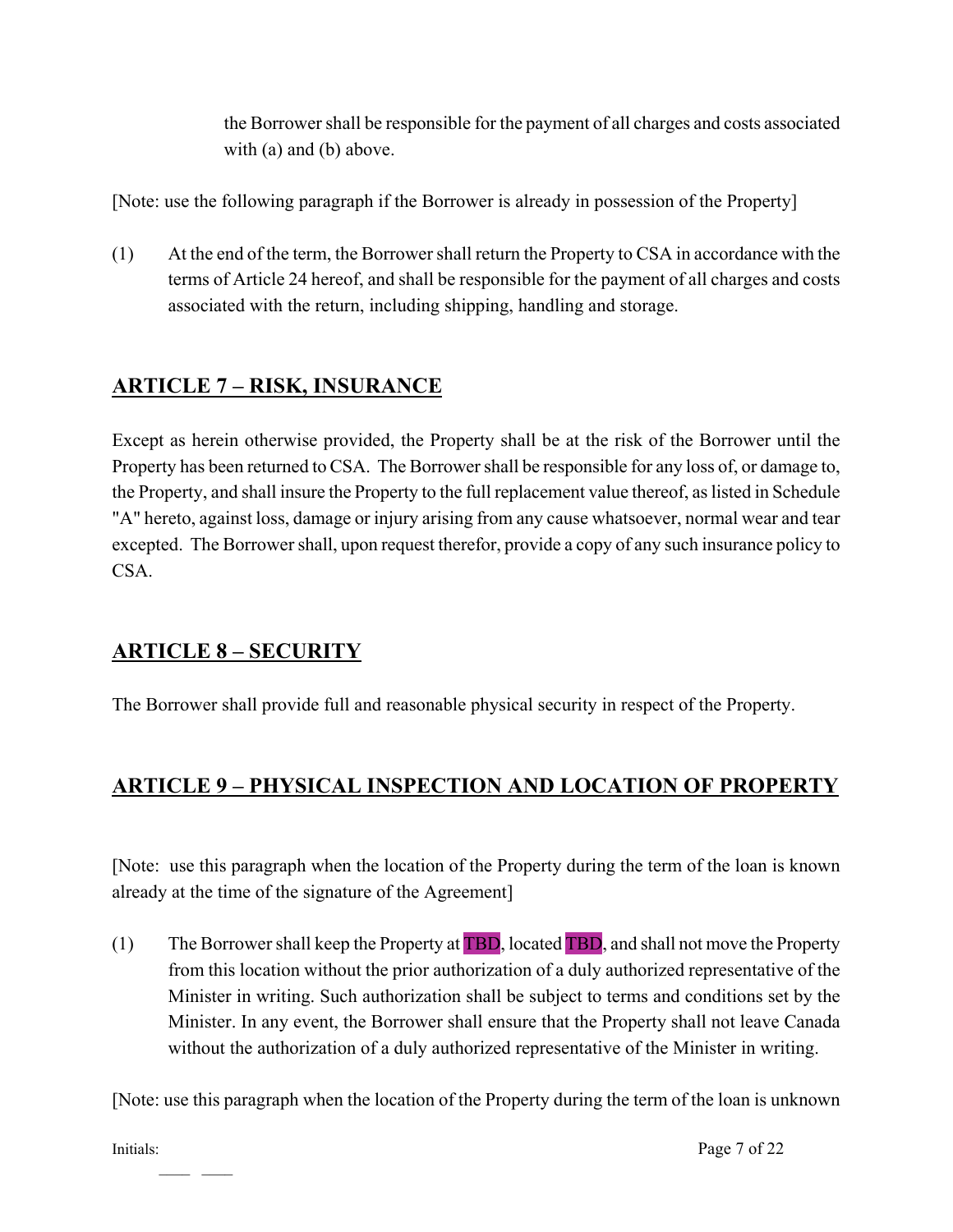the Borrower shall be responsible for the payment of all charges and costs associated with (a) and (b) above.

[Note: use the following paragraph if the Borrower is already in possession of the Property]

(1) At the end of the term, the Borrower shall return the Property to CSA in accordance with the terms of Article 24 hereof, and shall be responsible for the payment of all charges and costs associated with the return, including shipping, handling and storage.

## ARTICLE 7 – RISK, INSURANCE

Except as herein otherwise provided, the Property shall be at the risk of the Borrower until the Property has been returned to CSA. The Borrower shall be responsible for any loss of, or damage to, the Property, and shall insure the Property to the full replacement value thereof, as listed in Schedule "A" hereto, against loss, damage or injury arising from any cause whatsoever, normal wear and tear excepted. The Borrower shall, upon request therefor, provide a copy of any such insurance policy to CSA.

## ARTICLE 8 – SECURITY

The Borrower shall provide full and reasonable physical security in respect of the Property.

## ARTICLE 9 – PHYSICAL INSPECTION AND LOCATION OF PROPERTY

[Note: use this paragraph when the location of the Property during the term of the loan is known already at the time of the signature of the Agreement]

(1) The Borrower shall keep the Property at TBD, located TBD, and shall not move the Property from this location without the prior authorization of a duly authorized representative of the Minister in writing. Such authorization shall be subject to terms and conditions set by the Minister. In any event, the Borrower shall ensure that the Property shall not leave Canada without the authorization of a duly authorized representative of the Minister in writing.

[Note: use this paragraph when the location of the Property during the term of the loan is unknown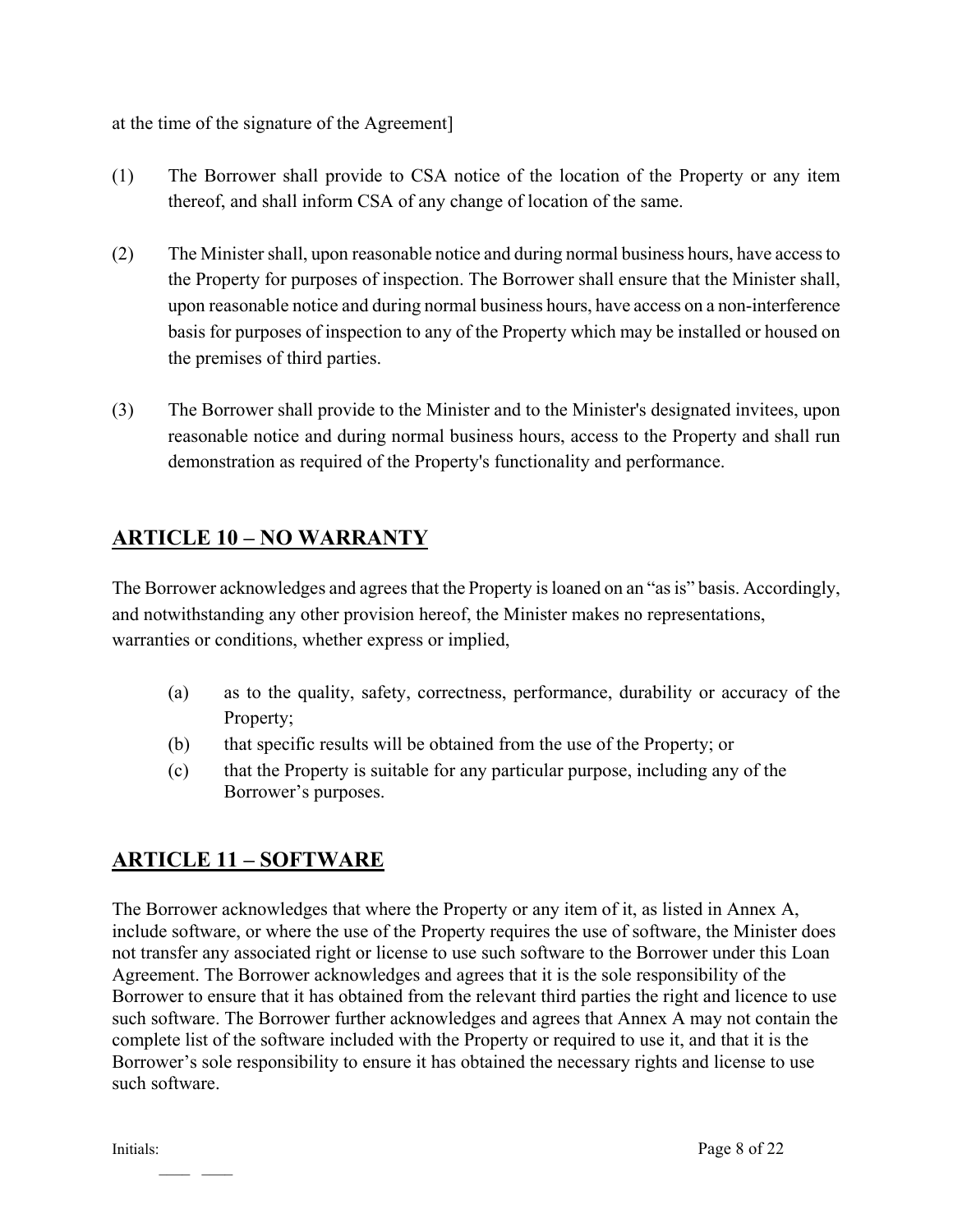at the time of the signature of the Agreement]

(1) The Borrower shall provide to CSA notice of the location of the Property or any item thereof, and shall inform CSA of any change of location of the same.

(2) The Minister shall, upon reasonable notice and during normal business hours, have access to the Property for purposes of inspection. The Borrower shall ensure that the Minister shall, upon reasonable notice and during normal business hours, have access on a non-interference basis for purposes of inspection to any of the Property which may be installed or housed on the premises of third parties.

(3) The Borrower shall provide to the Minister and to the Minister's designated invitees, upon reasonable notice and during normal business hours, access to the Property and shall run demonstration as required of the Property's functionality and performance.

## ARTICLE 10 – NO WARRANTY

The Borrower acknowledges and agrees that the Property is loaned on an "as is" basis. Accordingly, and notwithstanding any other provision hereof, the Minister makes no representations, warranties or conditions, whether express or implied,

(a) as to the quality, safety, correctness, performance, durability or accuracy of the Property;

(b) that specific results will be obtained from the use of the Property; or

(c) that the Property is suitable for any particular purpose, including any of the Borrower's purposes.

## ARTICLE 11 – SOFTWARE

The Borrower acknowledges that where the Property or any item of it, as listed in Annex A, include software, or where the use of the Property requires the use of software, the Minister does not transfer any associated right or license to use such software to the Borrower under this Loan Agreement. The Borrower acknowledges and agrees that it is the sole responsibility of the Borrower to ensure that it has obtained from the relevant third parties the right and licence to use such software. The Borrower further acknowledges and agrees that Annex A may not contain the complete list of the software included with the Property or required to use it, and that it is the Borrower's sole responsibility to ensure it has obtained the necessary rights and license to use such software.

Initials:
____ ____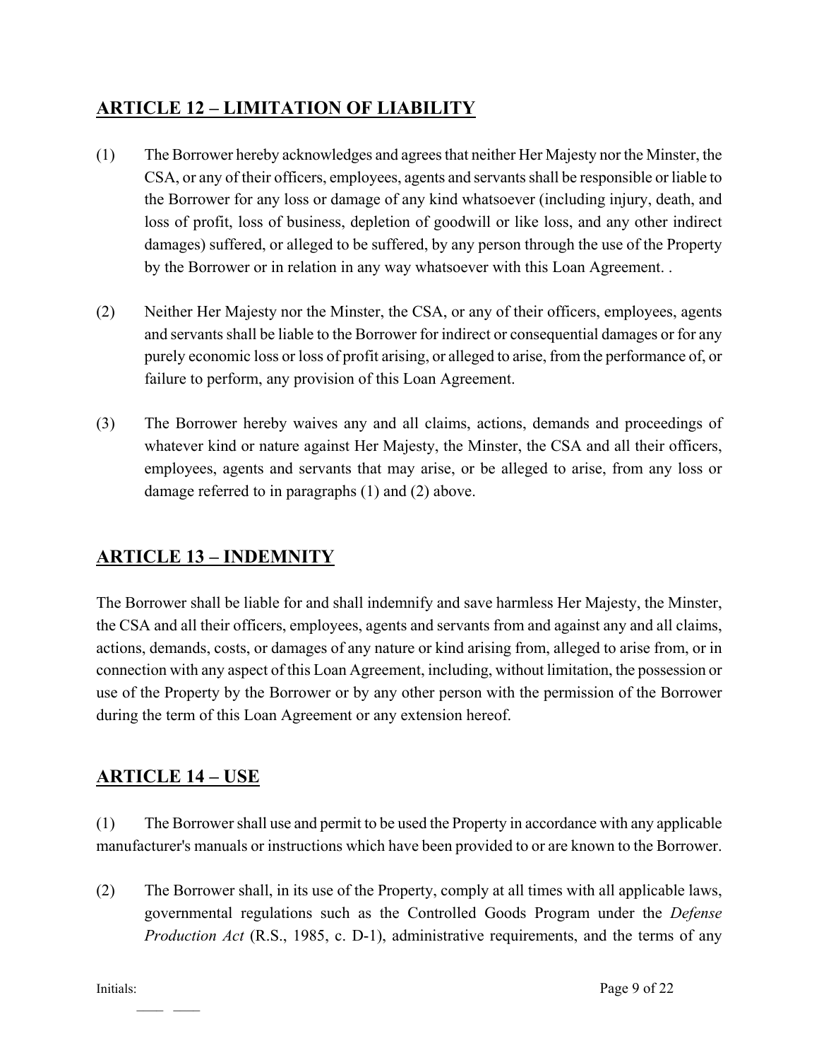## ARTICLE 12 – LIMITATION OF LIABILITY

(1) The Borrower hereby acknowledges and agrees that neither Her Majesty nor the Minster, the CSA, or any of their officers, employees, agents and servants shall be responsible or liable to the Borrower for any loss or damage of any kind whatsoever (including injury, death, and loss of profit, loss of business, depletion of goodwill or like loss, and any other indirect damages) suffered, or alleged to be suffered, by any person through the use of the Property by the Borrower or in relation in any way whatsoever with this Loan Agreement. .

(2) Neither Her Majesty nor the Minster, the CSA, or any of their officers, employees, agents and servants shall be liable to the Borrower for indirect or consequential damages or for any purely economic loss or loss of profit arising, or alleged to arise, from the performance of, or failure to perform, any provision of this Loan Agreement.

(3) The Borrower hereby waives any and all claims, actions, demands and proceedings of whatever kind or nature against Her Majesty, the Minster, the CSA and all their officers, employees, agents and servants that may arise, or be alleged to arise, from any loss or damage referred to in paragraphs (1) and (2) above.

## ARTICLE 13 – INDEMNITY

The Borrower shall be liable for and shall indemnify and save harmless Her Majesty, the Minster, the CSA and all their officers, employees, agents and servants from and against any and all claims, actions, demands, costs, or damages of any nature or kind arising from, alleged to arise from, or in connection with any aspect of this Loan Agreement, including, without limitation, the possession or use of the Property by the Borrower or by any other person with the permission of the Borrower during the term of this Loan Agreement or any extension hereof.

## ARTICLE 14 – USE

(1) The Borrower shall use and permit to be used the Property in accordance with any applicable manufacturer's manuals or instructions which have been provided to or are known to the Borrower.

(2) The Borrower shall, in its use of the Property, comply at all times with all applicable laws, governmental regulations such as the Controlled Goods Program under the *Defense Production Act* (R.S., 1985, c. D-1), administrative requirements, and the terms of any

Initials:
____ ____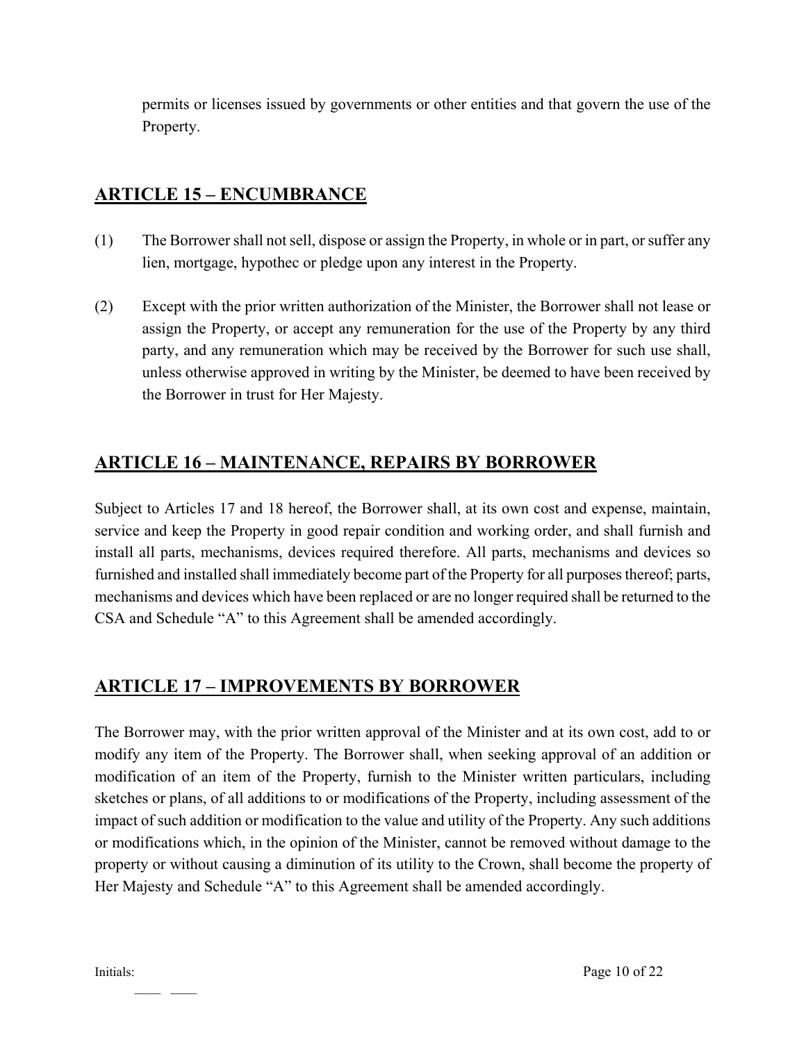permits or licenses issued by governments or other entities and that govern the use of the Property.

## ARTICLE 15 – ENCUMBRANCE

(1) The Borrower shall not sell, dispose or assign the Property, in whole or in part, or suffer any lien, mortgage, hypothec or pledge upon any interest in the Property.

(2) Except with the prior written authorization of the Minister, the Borrower shall not lease or assign the Property, or accept any remuneration for the use of the Property by any third party, and any remuneration which may be received by the Borrower for such use shall, unless otherwise approved in writing by the Minister, be deemed to have been received by the Borrower in trust for Her Majesty.

## ARTICLE 16 – MAINTENANCE, REPAIRS BY BORROWER

Subject to Articles 17 and 18 hereof, the Borrower shall, at its own cost and expense, maintain, service and keep the Property in good repair condition and working order, and shall furnish and install all parts, mechanisms, devices required therefore. All parts, mechanisms and devices so furnished and installed shall immediately become part of the Property for all purposes thereof; parts, mechanisms and devices which have been replaced or are no longer required shall be returned to the CSA and Schedule "A" to this Agreement shall be amended accordingly.

## ARTICLE 17 – IMPROVEMENTS BY BORROWER

The Borrower may, with the prior written approval of the Minister and at its own cost, add to or modify any item of the Property. The Borrower shall, when seeking approval of an addition or modification of an item of the Property, furnish to the Minister written particulars, including sketches or plans, of all additions to or modifications of the Property, including assessment of the impact of such addition or modification to the value and utility of the Property. Any such additions or modifications which, in the opinion of the Minister, cannot be removed without damage to the property or without causing a diminution of its utility to the Crown, shall become the property of Her Majesty and Schedule "A" to this Agreement shall be amended accordingly.

Initials: \_\_\_\_ \_\_\_\_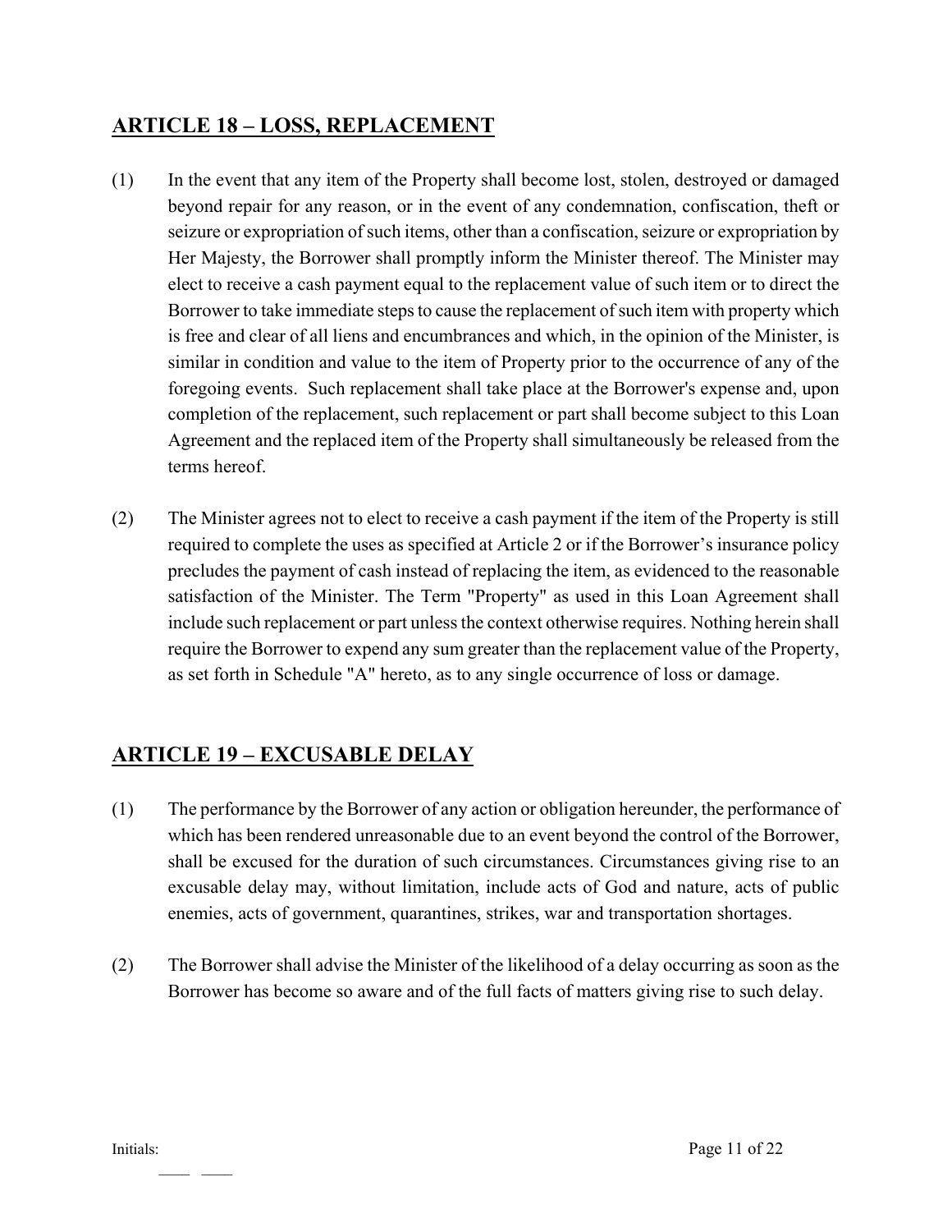## ARTICLE 18 – LOSS, REPLACEMENT

(1) In the event that any item of the Property shall become lost, stolen, destroyed or damaged beyond repair for any reason, or in the event of any condemnation, confiscation, theft or seizure or expropriation of such items, other than a confiscation, seizure or expropriation by Her Majesty, the Borrower shall promptly inform the Minister thereof. The Minister may elect to receive a cash payment equal to the replacement value of such item or to direct the Borrower to take immediate steps to cause the replacement of such item with property which is free and clear of all liens and encumbrances and which, in the opinion of the Minister, is similar in condition and value to the item of Property prior to the occurrence of any of the foregoing events. Such replacement shall take place at the Borrower's expense and, upon completion of the replacement, such replacement or part shall become subject to this Loan Agreement and the replaced item of the Property shall simultaneously be released from the terms hereof.

(2) The Minister agrees not to elect to receive a cash payment if the item of the Property is still required to complete the uses as specified at Article 2 or if the Borrower's insurance policy precludes the payment of cash instead of replacing the item, as evidenced to the reasonable satisfaction of the Minister. The Term "Property" as used in this Loan Agreement shall include such replacement or part unless the context otherwise requires. Nothing herein shall require the Borrower to expend any sum greater than the replacement value of the Property, as set forth in Schedule "A" hereto, as to any single occurrence of loss or damage.

## ARTICLE 19 – EXCUSABLE DELAY

(1) The performance by the Borrower of any action or obligation hereunder, the performance of which has been rendered unreasonable due to an event beyond the control of the Borrower, shall be excused for the duration of such circumstances. Circumstances giving rise to an excusable delay may, without limitation, include acts of God and nature, acts of public enemies, acts of government, quarantines, strikes, war and transportation shortages.

(2) The Borrower shall advise the Minister of the likelihood of a delay occurring as soon as the Borrower has become so aware and of the full facts of matters giving rise to such delay.

Initials: \_\_\_\_ \_\_\_\_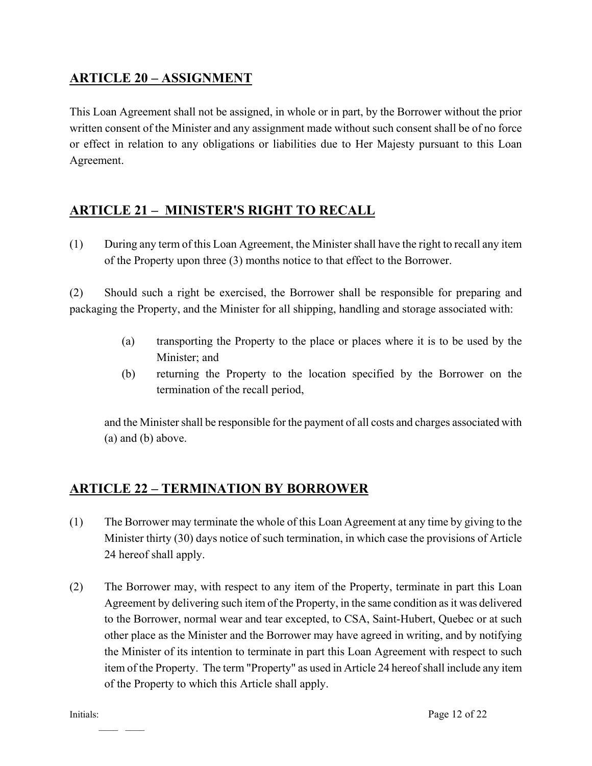## ARTICLE 20 – ASSIGNMENT

This Loan Agreement shall not be assigned, in whole or in part, by the Borrower without the prior written consent of the Minister and any assignment made without such consent shall be of no force or effect in relation to any obligations or liabilities due to Her Majesty pursuant to this Loan Agreement.

## ARTICLE 21 – MINISTER'S RIGHT TO RECALL

(1) During any term of this Loan Agreement, the Minister shall have the right to recall any item of the Property upon three (3) months notice to that effect to the Borrower.

(2) Should such a right be exercised, the Borrower shall be responsible for preparing and packaging the Property, and the Minister for all shipping, handling and storage associated with:

(a) transporting the Property to the place or places where it is to be used by the Minister; and

(b) returning the Property to the location specified by the Borrower on the termination of the recall period,

and the Minister shall be responsible for the payment of all costs and charges associated with (a) and (b) above.

## ARTICLE 22 – TERMINATION BY BORROWER

(1) The Borrower may terminate the whole of this Loan Agreement at any time by giving to the Minister thirty (30) days notice of such termination, in which case the provisions of Article 24 hereof shall apply.

(2) The Borrower may, with respect to any item of the Property, terminate in part this Loan Agreement by delivering such item of the Property, in the same condition as it was delivered to the Borrower, normal wear and tear excepted, to CSA, Saint-Hubert, Quebec or at such other place as the Minister and the Borrower may have agreed in writing, and by notifying the Minister of its intention to terminate in part this Loan Agreement with respect to such item of the Property. The term "Property" as used in Article 24 hereof shall include any item of the Property to which this Article shall apply.

Initials:

____ ____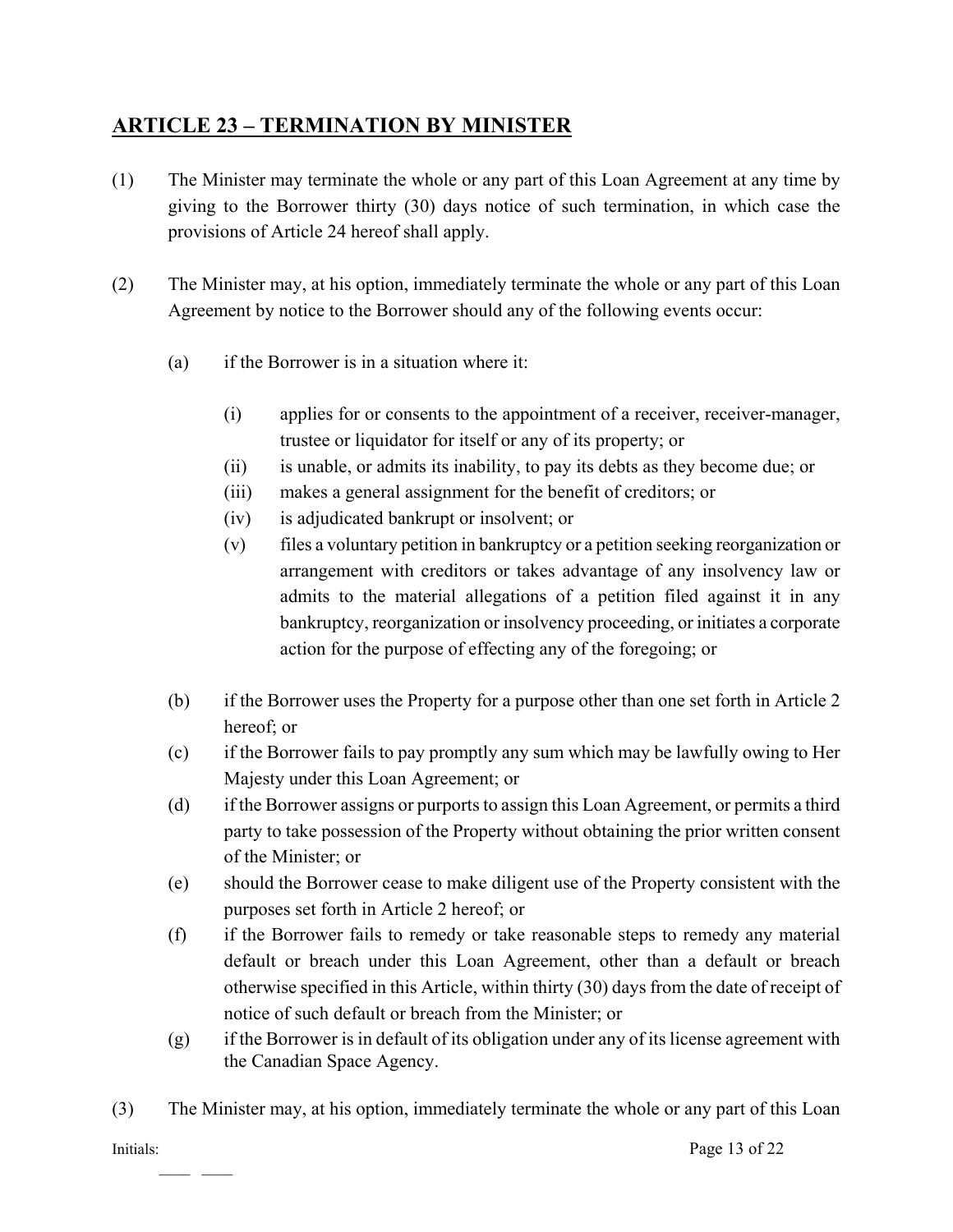## ARTICLE 23 – TERMINATION BY MINISTER

(1) The Minister may terminate the whole or any part of this Loan Agreement at any time by giving to the Borrower thirty (30) days notice of such termination, in which case the provisions of Article 24 hereof shall apply.

(2) The Minister may, at his option, immediately terminate the whole or any part of this Loan Agreement by notice to the Borrower should any of the following events occur:

- (a) if the Borrower is in a situation where it:
  - (i) applies for or consents to the appointment of a receiver, receiver-manager, trustee or liquidator for itself or any of its property; or
  - (ii) is unable, or admits its inability, to pay its debts as they become due; or
  - (iii) makes a general assignment for the benefit of creditors; or
  - (iv) is adjudicated bankrupt or insolvent; or
  - (v) files a voluntary petition in bankruptcy or a petition seeking reorganization or arrangement with creditors or takes advantage of any insolvency law or admits to the material allegations of a petition filed against it in any bankruptcy, reorganization or insolvency proceeding, or initiates a corporate action for the purpose of effecting any of the foregoing; or
- (b) if the Borrower uses the Property for a purpose other than one set forth in Article 2 hereof; or
- (c) if the Borrower fails to pay promptly any sum which may be lawfully owing to Her Majesty under this Loan Agreement; or
- (d) if the Borrower assigns or purports to assign this Loan Agreement, or permits a third party to take possession of the Property without obtaining the prior written consent of the Minister; or
- (e) should the Borrower cease to make diligent use of the Property consistent with the purposes set forth in Article 2 hereof; or
- (f) if the Borrower fails to remedy or take reasonable steps to remedy any material default or breach under this Loan Agreement, other than a default or breach otherwise specified in this Article, within thirty (30) days from the date of receipt of notice of such default or breach from the Minister; or
- (g) if the Borrower is in default of its obligation under any of its license agreement with the Canadian Space Agency.

(3) The Minister may, at his option, immediately terminate the whole or any part of this Loan

Initials: \_\_\_\_ \_\_\_\_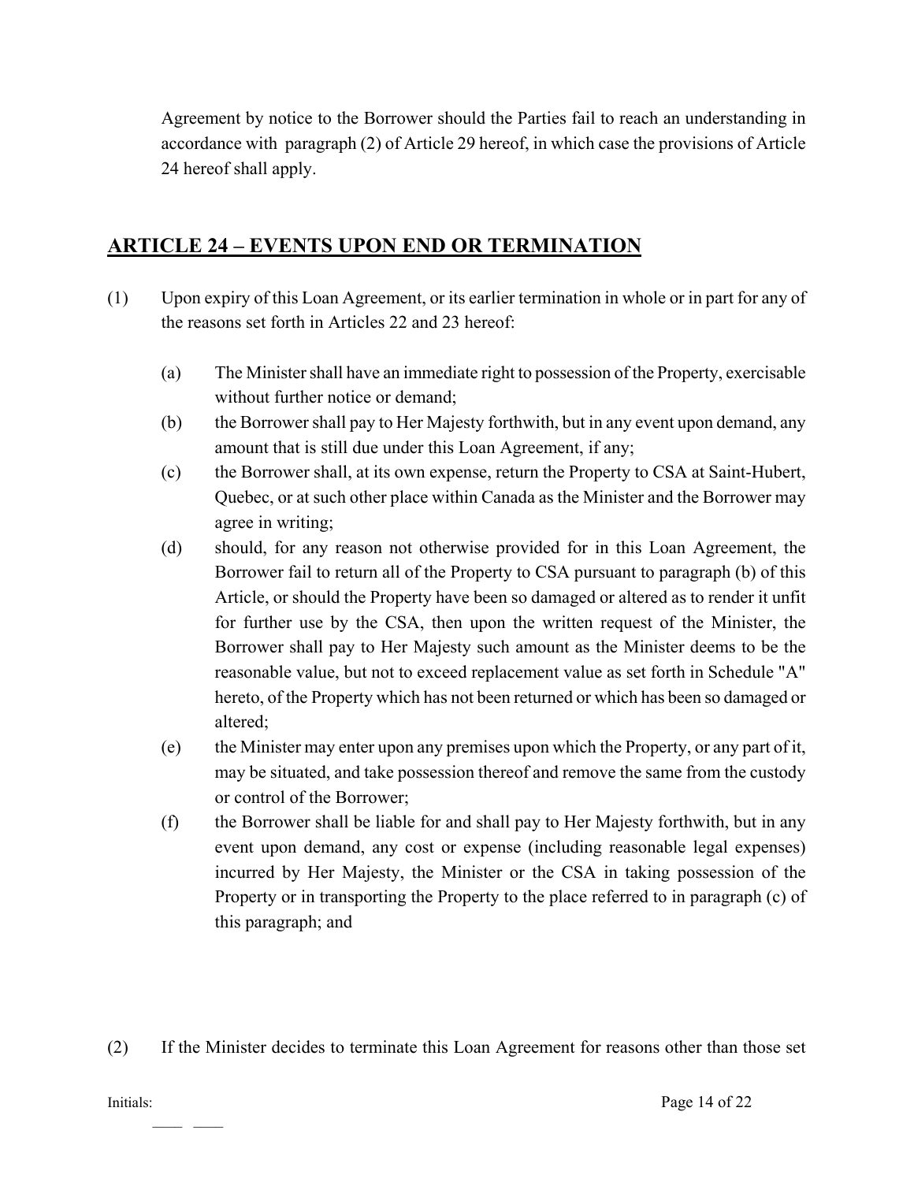Agreement by notice to the Borrower should the Parties fail to reach an understanding in accordance with paragraph (2) of Article 29 hereof, in which case the provisions of Article 24 hereof shall apply.

## ARTICLE 24 – EVENTS UPON END OR TERMINATION

(1) Upon expiry of this Loan Agreement, or its earlier termination in whole or in part for any of the reasons set forth in Articles 22 and 23 hereof:

   (a) The Minister shall have an immediate right to possession of the Property, exercisable without further notice or demand;

   (b) the Borrower shall pay to Her Majesty forthwith, but in any event upon demand, any amount that is still due under this Loan Agreement, if any;

   (c) the Borrower shall, at its own expense, return the Property to CSA at Saint-Hubert, Quebec, or at such other place within Canada as the Minister and the Borrower may agree in writing;

   (d) should, for any reason not otherwise provided for in this Loan Agreement, the Borrower fail to return all of the Property to CSA pursuant to paragraph (b) of this Article, or should the Property have been so damaged or altered as to render it unfit for further use by the CSA, then upon the written request of the Minister, the Borrower shall pay to Her Majesty such amount as the Minister deems to be the reasonable value, but not to exceed replacement value as set forth in Schedule "A" hereto, of the Property which has not been returned or which has been so damaged or altered;

   (e) the Minister may enter upon any premises upon which the Property, or any part of it, may be situated, and take possession thereof and remove the same from the custody or control of the Borrower;

   (f) the Borrower shall be liable for and shall pay to Her Majesty forthwith, but in any event upon demand, any cost or expense (including reasonable legal expenses) incurred by Her Majesty, the Minister or the CSA in taking possession of the Property or in transporting the Property to the place referred to in paragraph (c) of this paragraph; and

(2) If the Minister decides to terminate this Loan Agreement for reasons other than those set

Initials: \_\_\_\_ \_\_\_\_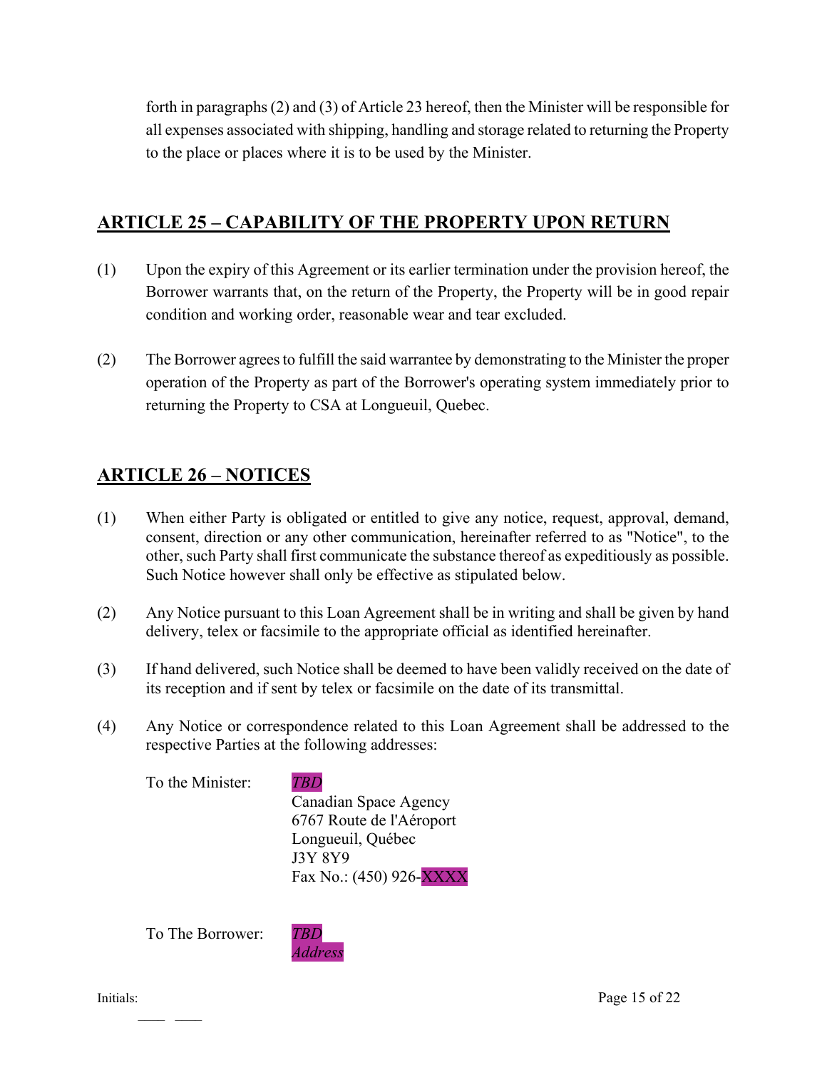forth in paragraphs (2) and (3) of Article 23 hereof, then the Minister will be responsible for all expenses associated with shipping, handling and storage related to returning the Property to the place or places where it is to be used by the Minister.

## ARTICLE 25 – CAPABILITY OF THE PROPERTY UPON RETURN

(1) Upon the expiry of this Agreement or its earlier termination under the provision hereof, the Borrower warrants that, on the return of the Property, the Property will be in good repair condition and working order, reasonable wear and tear excluded.

(2) The Borrower agrees to fulfill the said warrantee by demonstrating to the Minister the proper operation of the Property as part of the Borrower's operating system immediately prior to returning the Property to CSA at Longueuil, Quebec.

## ARTICLE 26 – NOTICES

(1) When either Party is obligated or entitled to give any notice, request, approval, demand, consent, direction or any other communication, hereinafter referred to as "Notice", to the other, such Party shall first communicate the substance thereof as expeditiously as possible. Such Notice however shall only be effective as stipulated below.

(2) Any Notice pursuant to this Loan Agreement shall be in writing and shall be given by hand delivery, telex or facsimile to the appropriate official as identified hereinafter.

(3) If hand delivered, such Notice shall be deemed to have been validly received on the date of its reception and if sent by telex or facsimile on the date of its transmittal.

(4) Any Notice or correspondence related to this Loan Agreement shall be addressed to the respective Parties at the following addresses:

To the Minister:
*TBD*
Canadian Space Agency
6767 Route de l'Aéroport
Longueuil, Québec
J3Y 8Y9
Fax No.: (450) 926-XXXX

To The Borrower:
*TBD*
*Address*

Initials: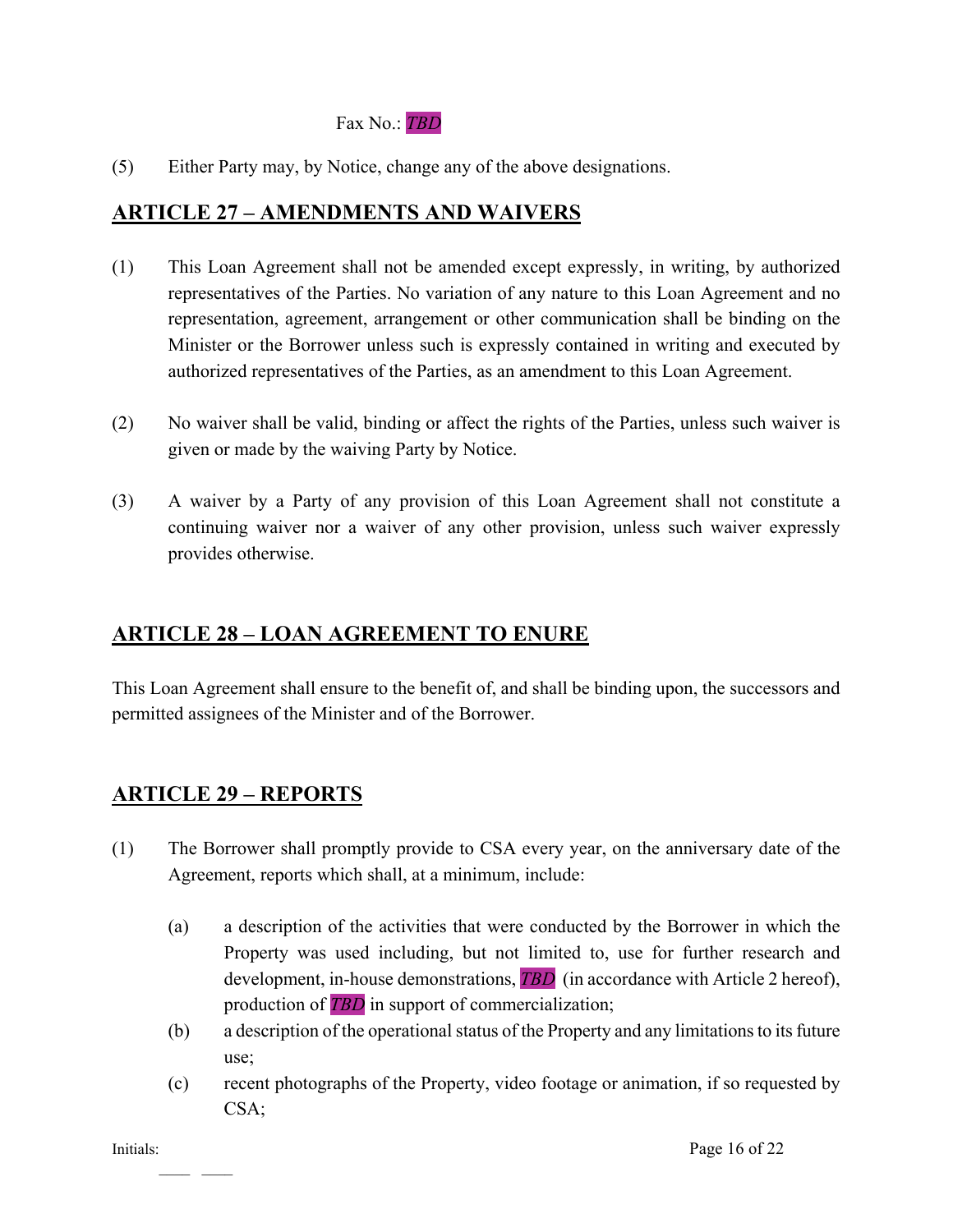Fax No.: *TBD*

(5) Either Party may, by Notice, change any of the above designations.

## ARTICLE 27 – AMENDMENTS AND WAIVERS

(1) This Loan Agreement shall not be amended except expressly, in writing, by authorized representatives of the Parties. No variation of any nature to this Loan Agreement and no representation, agreement, arrangement or other communication shall be binding on the Minister or the Borrower unless such is expressly contained in writing and executed by authorized representatives of the Parties, as an amendment to this Loan Agreement.

(2) No waiver shall be valid, binding or affect the rights of the Parties, unless such waiver is given or made by the waiving Party by Notice.

(3) A waiver by a Party of any provision of this Loan Agreement shall not constitute a continuing waiver nor a waiver of any other provision, unless such waiver expressly provides otherwise.

## ARTICLE 28 – LOAN AGREEMENT TO ENURE

This Loan Agreement shall ensure to the benefit of, and shall be binding upon, the successors and permitted assignees of the Minister and of the Borrower.

## ARTICLE 29 – REPORTS

(1) The Borrower shall promptly provide to CSA every year, on the anniversary date of the Agreement, reports which shall, at a minimum, include:

  (a) a description of the activities that were conducted by the Borrower in which the Property was used including, but not limited to, use for further research and development, in-house demonstrations, *TBD* (in accordance with Article 2 hereof), production of *TBD* in support of commercialization;

  (b) a description of the operational status of the Property and any limitations to its future use;

  (c) recent photographs of the Property, video footage or animation, if so requested by CSA;

Initials: \_\_\_\_ \_\_\_\_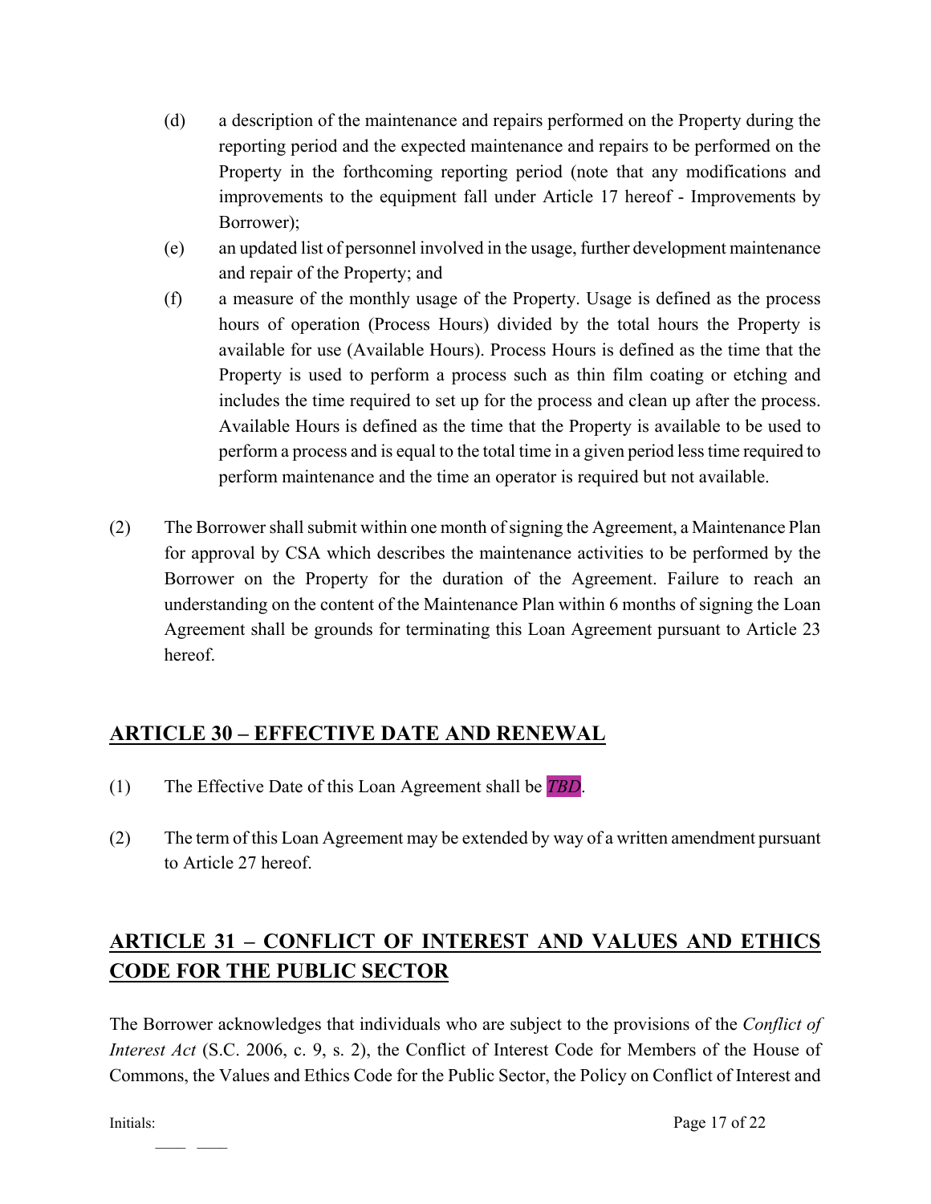(d) a description of the maintenance and repairs performed on the Property during the reporting period and the expected maintenance and repairs to be performed on the Property in the forthcoming reporting period (note that any modifications and improvements to the equipment fall under Article 17 hereof - Improvements by Borrower);

(e) an updated list of personnel involved in the usage, further development maintenance and repair of the Property; and

(f) a measure of the monthly usage of the Property. Usage is defined as the process hours of operation (Process Hours) divided by the total hours the Property is available for use (Available Hours). Process Hours is defined as the time that the Property is used to perform a process such as thin film coating or etching and includes the time required to set up for the process and clean up after the process. Available Hours is defined as the time that the Property is available to be used to perform a process and is equal to the total time in a given period less time required to perform maintenance and the time an operator is required but not available.

(2) The Borrower shall submit within one month of signing the Agreement, a Maintenance Plan for approval by CSA which describes the maintenance activities to be performed by the Borrower on the Property for the duration of the Agreement. Failure to reach an understanding on the content of the Maintenance Plan within 6 months of signing the Loan Agreement shall be grounds for terminating this Loan Agreement pursuant to Article 23 hereof.

## ARTICLE 30 – EFFECTIVE DATE AND RENEWAL

(1) The Effective Date of this Loan Agreement shall be ***TBD***.

(2) The term of this Loan Agreement may be extended by way of a written amendment pursuant to Article 27 hereof.

## ARTICLE 31 – CONFLICT OF INTEREST AND VALUES AND ETHICS CODE FOR THE PUBLIC SECTOR

The Borrower acknowledges that individuals who are subject to the provisions of the *Conflict of Interest Act* (S.C. 2006, c. 9, s. 2), the Conflict of Interest Code for Members of the House of Commons, the Values and Ethics Code for the Public Sector, the Policy on Conflict of Interest and

Initials: ___ ___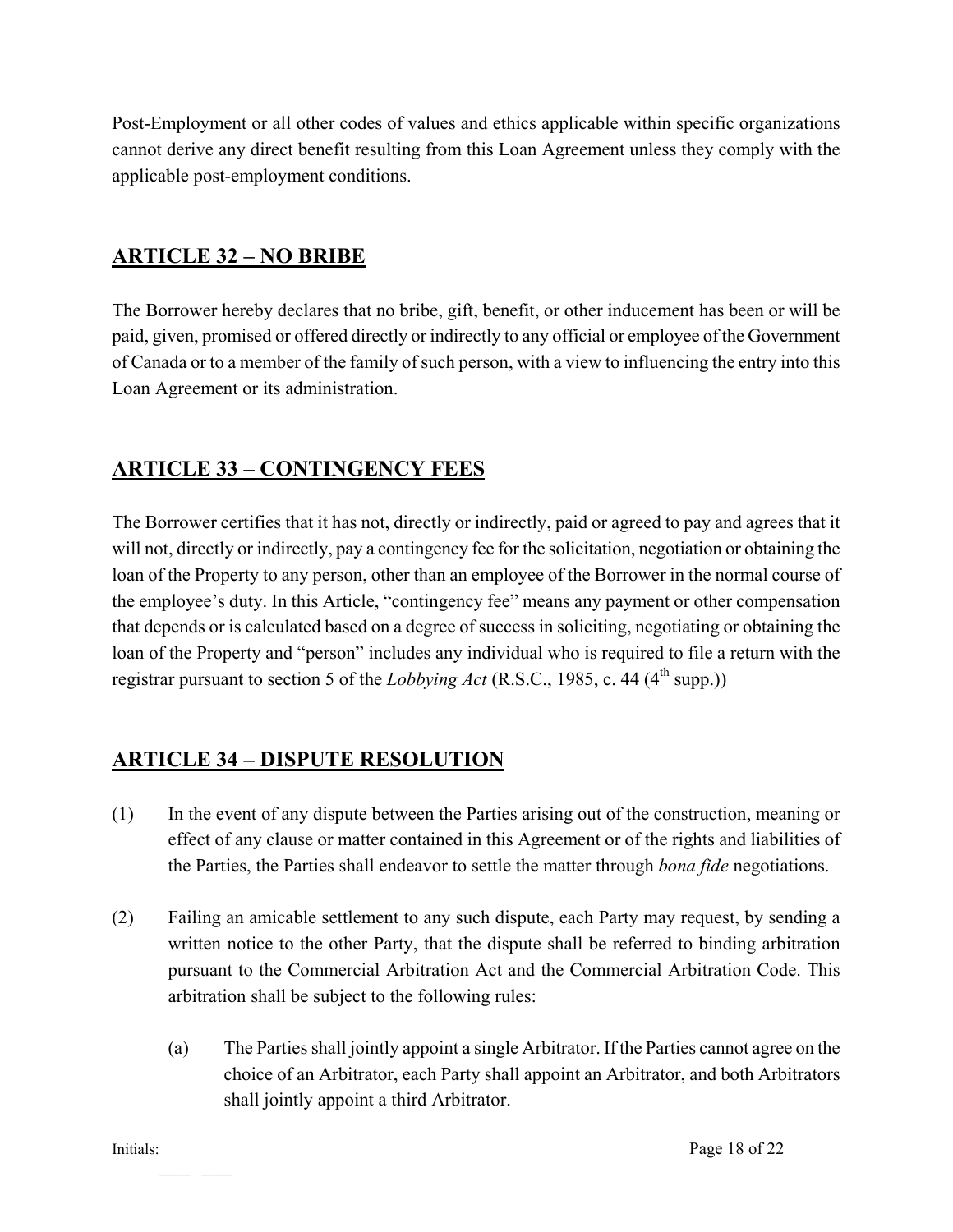Post-Employment or all other codes of values and ethics applicable within specific organizations cannot derive any direct benefit resulting from this Loan Agreement unless they comply with the applicable post-employment conditions.

## ARTICLE 32 – NO BRIBE

The Borrower hereby declares that no bribe, gift, benefit, or other inducement has been or will be paid, given, promised or offered directly or indirectly to any official or employee of the Government of Canada or to a member of the family of such person, with a view to influencing the entry into this Loan Agreement or its administration.

## ARTICLE 33 – CONTINGENCY FEES

The Borrower certifies that it has not, directly or indirectly, paid or agreed to pay and agrees that it will not, directly or indirectly, pay a contingency fee for the solicitation, negotiation or obtaining the loan of the Property to any person, other than an employee of the Borrower in the normal course of the employee's duty. In this Article, "contingency fee" means any payment or other compensation that depends or is calculated based on a degree of success in soliciting, negotiating or obtaining the loan of the Property and "person" includes any individual who is required to file a return with the registrar pursuant to section 5 of the *Lobbying Act* (R.S.C., 1985, c. 44 (4th supp.))

## ARTICLE 34 – DISPUTE RESOLUTION

(1) In the event of any dispute between the Parties arising out of the construction, meaning or effect of any clause or matter contained in this Agreement or of the rights and liabilities of the Parties, the Parties shall endeavor to settle the matter through *bona fide* negotiations.

(2) Failing an amicable settlement to any such dispute, each Party may request, by sending a written notice to the other Party, that the dispute shall be referred to binding arbitration pursuant to the Commercial Arbitration Act and the Commercial Arbitration Code. This arbitration shall be subject to the following rules:

  (a) The Parties shall jointly appoint a single Arbitrator. If the Parties cannot agree on the choice of an Arbitrator, each Party shall appoint an Arbitrator, and both Arbitrators shall jointly appoint a third Arbitrator.

Initials: ____ ____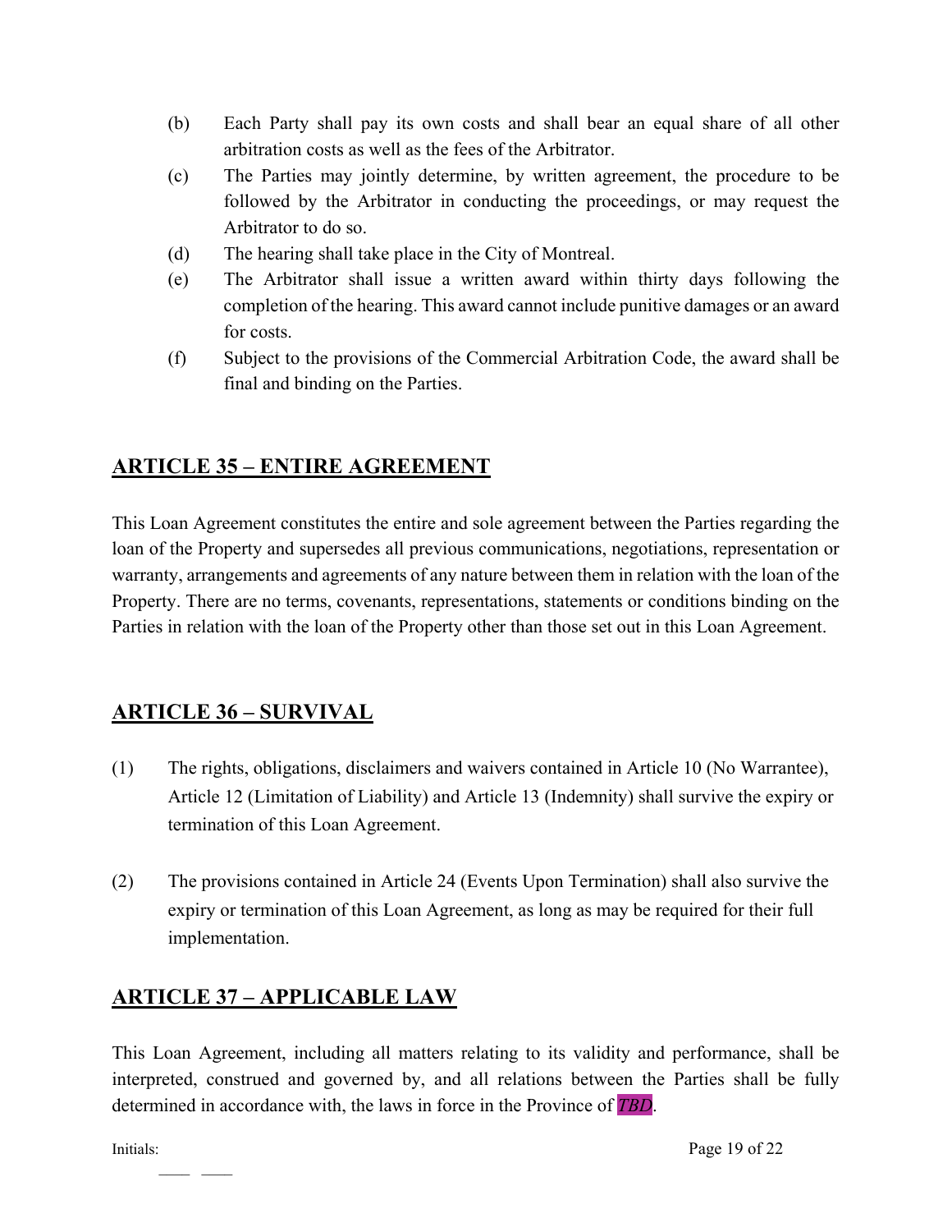(b) Each Party shall pay its own costs and shall bear an equal share of all other arbitration costs as well as the fees of the Arbitrator.

(c) The Parties may jointly determine, by written agreement, the procedure to be followed by the Arbitrator in conducting the proceedings, or may request the Arbitrator to do so.

(d) The hearing shall take place in the City of Montreal.

(e) The Arbitrator shall issue a written award within thirty days following the completion of the hearing. This award cannot include punitive damages or an award for costs.

(f) Subject to the provisions of the Commercial Arbitration Code, the award shall be final and binding on the Parties.

## ARTICLE 35 – ENTIRE AGREEMENT

This Loan Agreement constitutes the entire and sole agreement between the Parties regarding the loan of the Property and supersedes all previous communications, negotiations, representation or warranty, arrangements and agreements of any nature between them in relation with the loan of the Property. There are no terms, covenants, representations, statements or conditions binding on the Parties in relation with the loan of the Property other than those set out in this Loan Agreement.

## ARTICLE 36 – SURVIVAL

(1) The rights, obligations, disclaimers and waivers contained in Article 10 (No Warrantee), Article 12 (Limitation of Liability) and Article 13 (Indemnity) shall survive the expiry or termination of this Loan Agreement.

(2) The provisions contained in Article 24 (Events Upon Termination) shall also survive the expiry or termination of this Loan Agreement, as long as may be required for their full implementation.

## ARTICLE 37 – APPLICABLE LAW

This Loan Agreement, including all matters relating to its validity and performance, shall be interpreted, construed and governed by, and all relations between the Parties shall be fully determined in accordance with, the laws in force in the Province of *TBD*.

Initials:

____ ____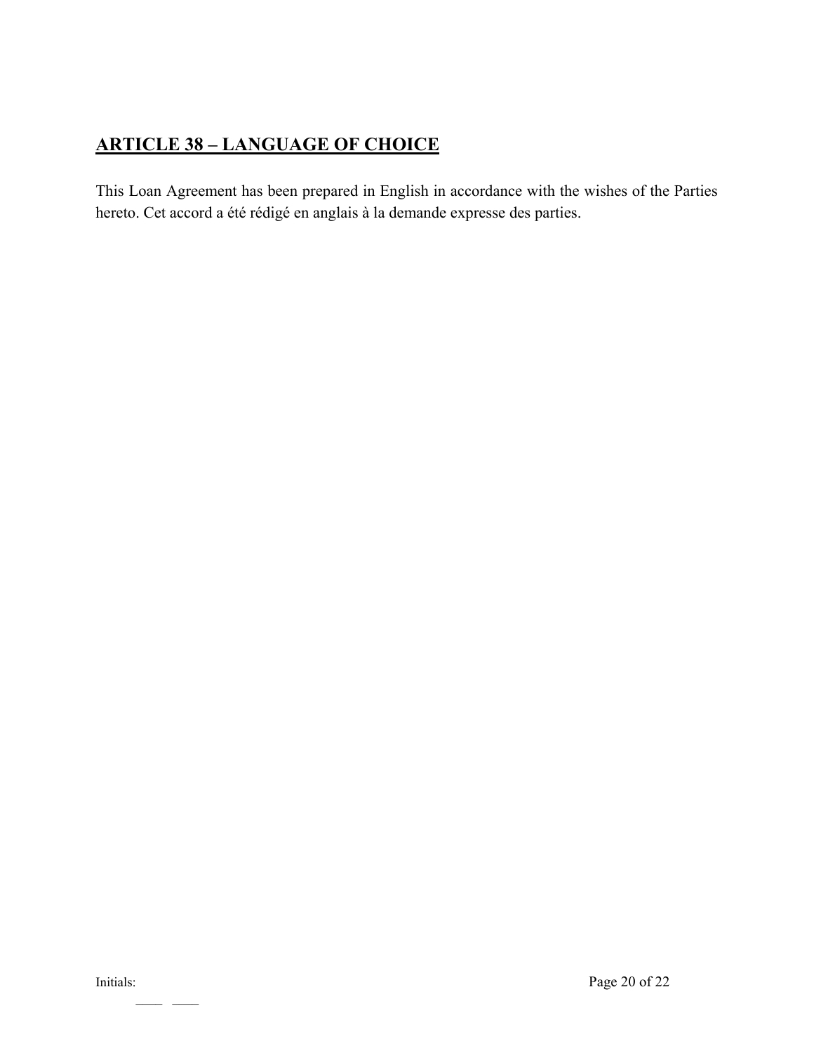## **ARTICLE 38 – LANGUAGE OF CHOICE**

This Loan Agreement has been prepared in English in accordance with the wishes of the Parties hereto. Cet accord a été rédigé en anglais à la demande expresse des parties.

Initials: \_\_\_\_ \_\_\_\_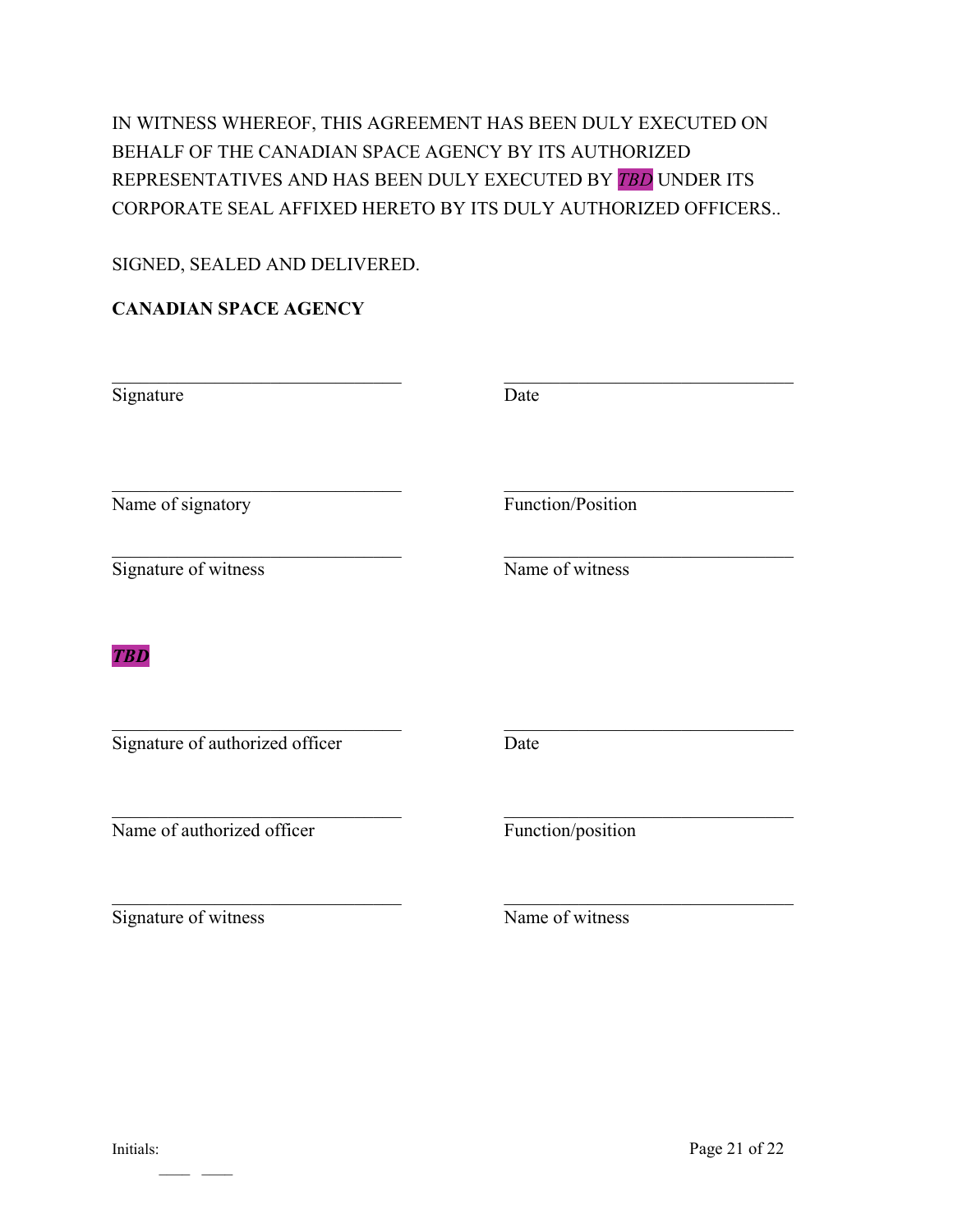IN WITNESS WHEREOF, THIS AGREEMENT HAS BEEN DULY EXECUTED ON BEHALF OF THE CANADIAN SPACE AGENCY BY ITS AUTHORIZED REPRESENTATIVES AND HAS BEEN DULY EXECUTED BY *TBD* UNDER ITS CORPORATE SEAL AFFIXED HERETO BY ITS DULY AUTHORIZED OFFICERS..

SIGNED, SEALED AND DELIVERED.

**CANADIAN SPACE AGENCY**

| | |
|---|---|
| \_\_\_\_\_\_\_\_\_\_\_\_\_\_\_\_\_\_\_\_\_\_\_\_\_\_\_\_<br>Signature | \_\_\_\_\_\_\_\_\_\_\_\_\_\_\_\_\_\_\_\_\_\_\_\_\_\_\_\_<br>Date |
| \_\_\_\_\_\_\_\_\_\_\_\_\_\_\_\_\_\_\_\_\_\_\_\_\_\_\_\_<br>Name of signatory | \_\_\_\_\_\_\_\_\_\_\_\_\_\_\_\_\_\_\_\_\_\_\_\_\_\_\_\_<br>Function/Position |
| \_\_\_\_\_\_\_\_\_\_\_\_\_\_\_\_\_\_\_\_\_\_\_\_\_\_\_\_<br>Signature of witness | \_\_\_\_\_\_\_\_\_\_\_\_\_\_\_\_\_\_\_\_\_\_\_\_\_\_\_\_<br>Name of witness |

***TBD***

| | |
|---|---|
| \_\_\_\_\_\_\_\_\_\_\_\_\_\_\_\_\_\_\_\_\_\_\_\_\_\_\_\_<br>Signature of authorized officer | \_\_\_\_\_\_\_\_\_\_\_\_\_\_\_\_\_\_\_\_\_\_\_\_\_\_\_\_<br>Date |
| \_\_\_\_\_\_\_\_\_\_\_\_\_\_\_\_\_\_\_\_\_\_\_\_\_\_\_\_<br>Name of authorized officer | \_\_\_\_\_\_\_\_\_\_\_\_\_\_\_\_\_\_\_\_\_\_\_\_\_\_\_\_<br>Function/position |
| \_\_\_\_\_\_\_\_\_\_\_\_\_\_\_\_\_\_\_\_\_\_\_\_\_\_\_\_<br>Signature of witness | \_\_\_\_\_\_\_\_\_\_\_\_\_\_\_\_\_\_\_\_\_\_\_\_\_\_\_\_<br>Name of witness |

Initials: \_\_\_\_ \_\_\_\_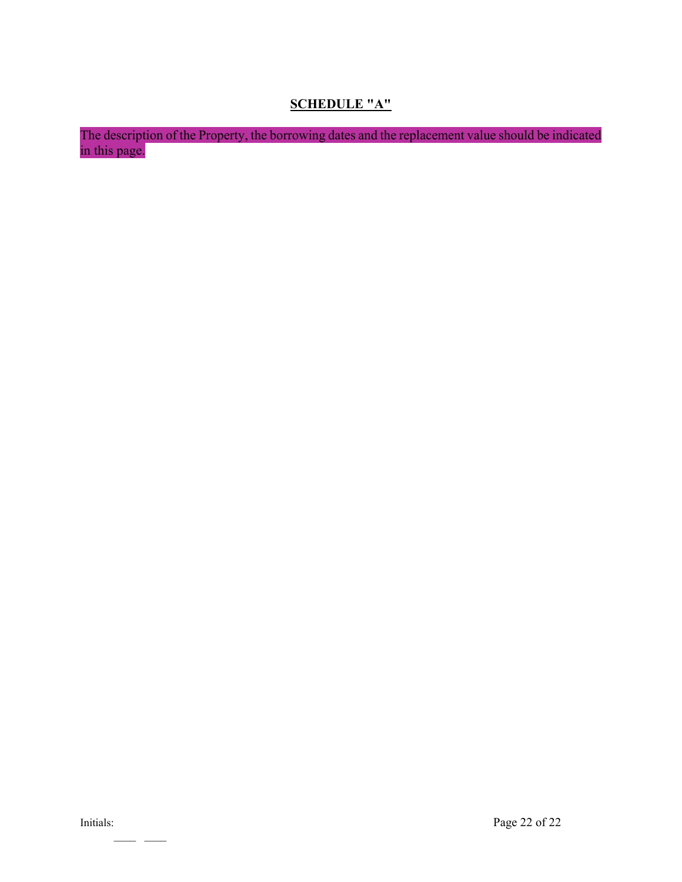**SCHEDULE "A"**

The description of the Property, the borrowing dates and the replacement value should be indicated in this page.

Initials: \_\_\_\_ \_\_\_\_